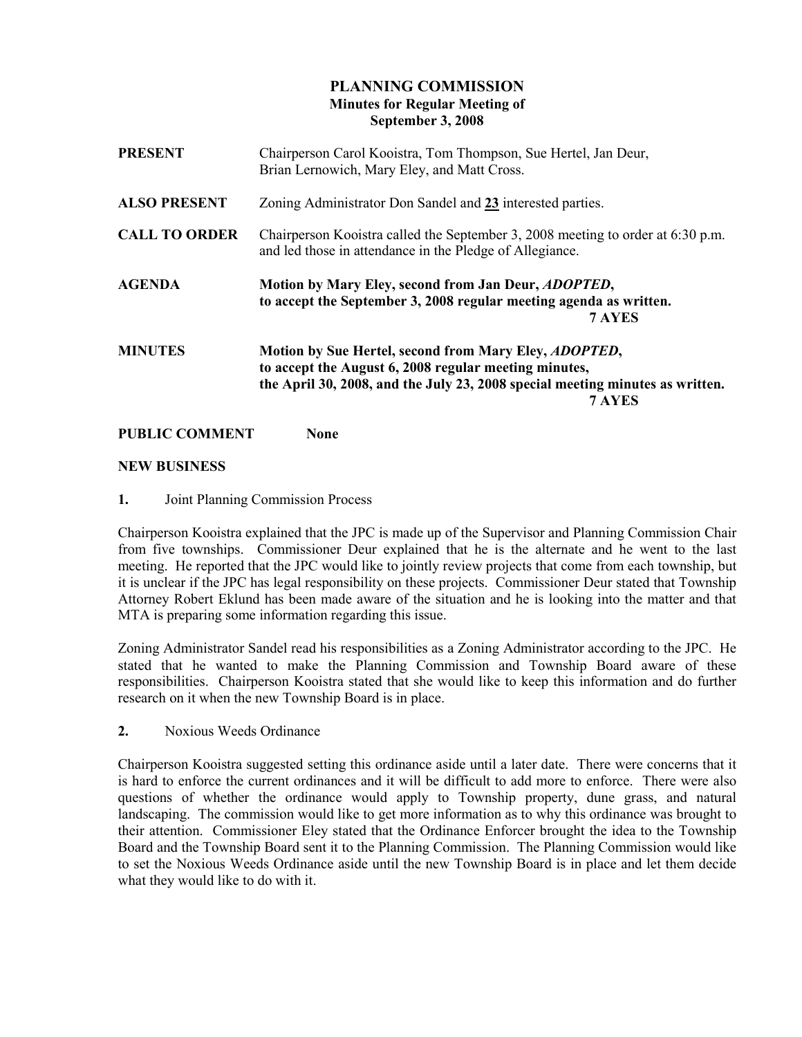# PLANNING COMMISSION
## Minutes for Regular Meeting of
## September 3, 2008

**PRESENT** Chairperson Carol Kooistra, Tom Thompson, Sue Hertel, Jan Deur, Brian Lernowich, Mary Eley, and Matt Cross.

**ALSO PRESENT** Zoning Administrator Don Sandel and **23** interested parties.

**CALL TO ORDER** Chairperson Kooistra called the September 3, 2008 meeting to order at 6:30 p.m. and led those in attendance in the Pledge of Allegiance.

**AGENDA** **Motion by Mary Eley, second from Jan Deur, *ADOPTED*, to accept the September 3, 2008 regular meeting agenda as written.**
**7 AYES**

**MINUTES** **Motion by Sue Hertel, second from Mary Eley, *ADOPTED*, to accept the August 6, 2008 regular meeting minutes, the April 30, 2008, and the July 23, 2008 special meeting minutes as written.**
**7 AYES**

**PUBLIC COMMENT** **None**

**NEW BUSINESS**

**1.** Joint Planning Commission Process

Chairperson Kooistra explained that the JPC is made up of the Supervisor and Planning Commission Chair from five townships. Commissioner Deur explained that he is the alternate and he went to the last meeting. He reported that the JPC would like to jointly review projects that come from each township, but it is unclear if the JPC has legal responsibility on these projects. Commissioner Deur stated that Township Attorney Robert Eklund has been made aware of the situation and he is looking into the matter and that MTA is preparing some information regarding this issue.

Zoning Administrator Sandel read his responsibilities as a Zoning Administrator according to the JPC. He stated that he wanted to make the Planning Commission and Township Board aware of these responsibilities. Chairperson Kooistra stated that she would like to keep this information and do further research on it when the new Township Board is in place.

**2.** Noxious Weeds Ordinance

Chairperson Kooistra suggested setting this ordinance aside until a later date. There were concerns that it is hard to enforce the current ordinances and it will be difficult to add more to enforce. There were also questions of whether the ordinance would apply to Township property, dune grass, and natural landscaping. The commission would like to get more information as to why this ordinance was brought to their attention. Commissioner Eley stated that the Ordinance Enforcer brought the idea to the Township Board and the Township Board sent it to the Planning Commission. The Planning Commission would like to set the Noxious Weeds Ordinance aside until the new Township Board is in place and let them decide what they would like to do with it.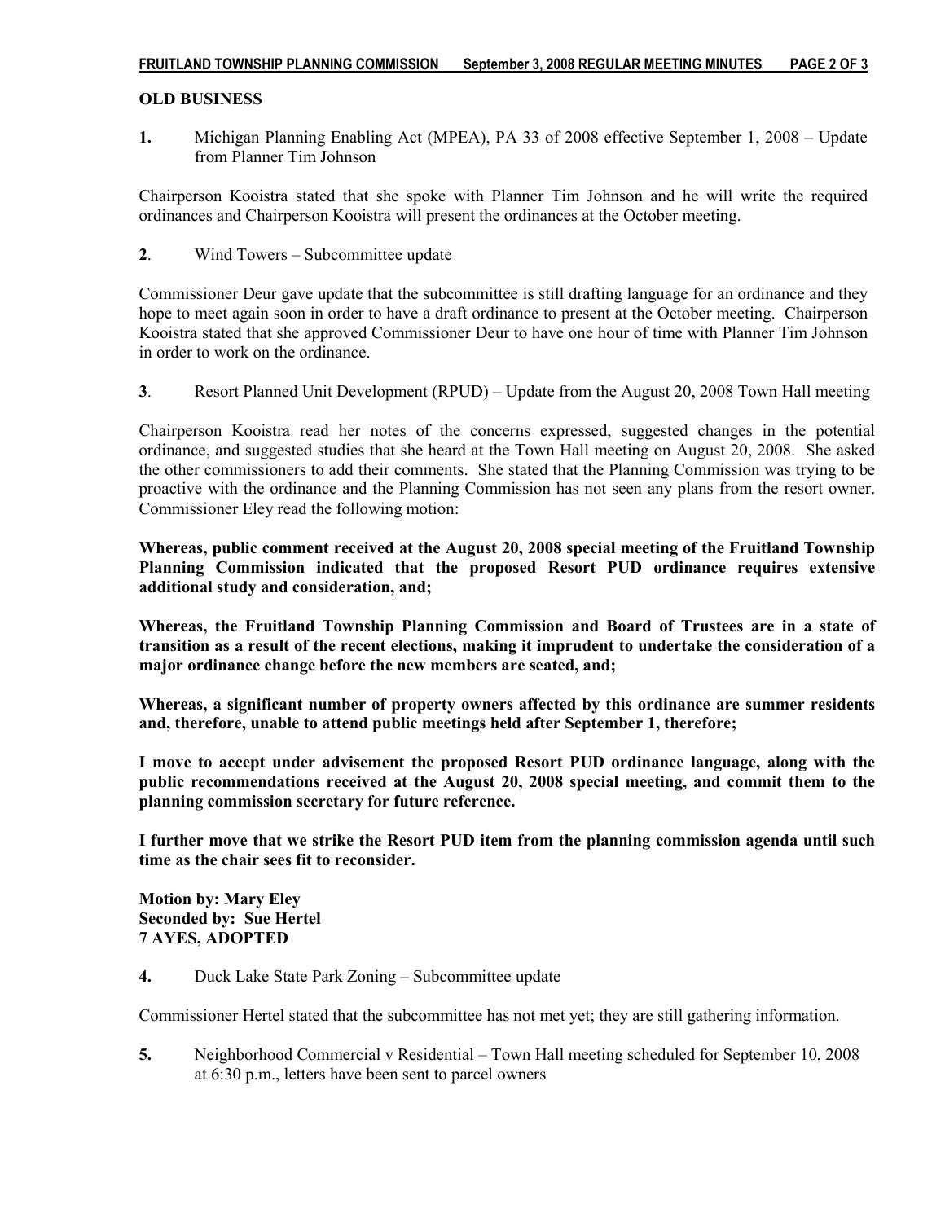**OLD BUSINESS**

**1.** Michigan Planning Enabling Act (MPEA), PA 33 of 2008 effective September 1, 2008 – Update from Planner Tim Johnson

Chairperson Kooistra stated that she spoke with Planner Tim Johnson and he will write the required ordinances and Chairperson Kooistra will present the ordinances at the October meeting.

**2**. Wind Towers – Subcommittee update

Commissioner Deur gave update that the subcommittee is still drafting language for an ordinance and they hope to meet again soon in order to have a draft ordinance to present at the October meeting. Chairperson Kooistra stated that she approved Commissioner Deur to have one hour of time with Planner Tim Johnson in order to work on the ordinance.

**3**. Resort Planned Unit Development (RPUD) – Update from the August 20, 2008 Town Hall meeting

Chairperson Kooistra read her notes of the concerns expressed, suggested changes in the potential ordinance, and suggested studies that she heard at the Town Hall meeting on August 20, 2008. She asked the other commissioners to add their comments. She stated that the Planning Commission was trying to be proactive with the ordinance and the Planning Commission has not seen any plans from the resort owner. Commissioner Eley read the following motion:

**Whereas, public comment received at the August 20, 2008 special meeting of the Fruitland Township Planning Commission indicated that the proposed Resort PUD ordinance requires extensive additional study and consideration, and;**

**Whereas, the Fruitland Township Planning Commission and Board of Trustees are in a state of transition as a result of the recent elections, making it imprudent to undertake the consideration of a major ordinance change before the new members are seated, and;**

**Whereas, a significant number of property owners affected by this ordinance are summer residents and, therefore, unable to attend public meetings held after September 1, therefore;**

**I move to accept under advisement the proposed Resort PUD ordinance language, along with the public recommendations received at the August 20, 2008 special meeting, and commit them to the planning commission secretary for future reference.**

**I further move that we strike the Resort PUD item from the planning commission agenda until such time as the chair sees fit to reconsider.**

**Motion by: Mary Eley**
**Seconded by: Sue Hertel**
**7 AYES, ADOPTED**

**4.** Duck Lake State Park Zoning – Subcommittee update

Commissioner Hertel stated that the subcommittee has not met yet; they are still gathering information.

**5.** Neighborhood Commercial v Residential – Town Hall meeting scheduled for September 10, 2008 at 6:30 p.m., letters have been sent to parcel owners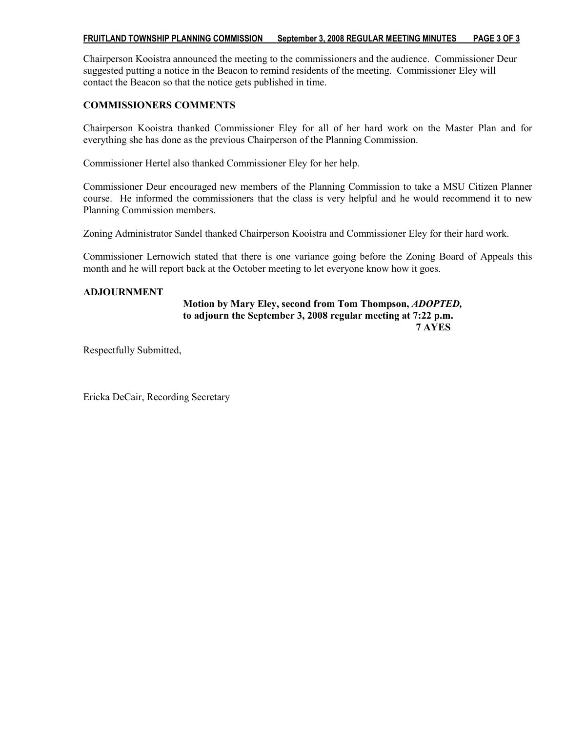Chairperson Kooistra announced the meeting to the commissioners and the audience. Commissioner Deur suggested putting a notice in the Beacon to remind residents of the meeting. Commissioner Eley will contact the Beacon so that the notice gets published in time.

**COMMISSIONERS COMMENTS**

Chairperson Kooistra thanked Commissioner Eley for all of her hard work on the Master Plan and for everything she has done as the previous Chairperson of the Planning Commission.

Commissioner Hertel also thanked Commissioner Eley for her help.

Commissioner Deur encouraged new members of the Planning Commission to take a MSU Citizen Planner course. He informed the commissioners that the class is very helpful and he would recommend it to new Planning Commission members.

Zoning Administrator Sandel thanked Chairperson Kooistra and Commissioner Eley for their hard work.

Commissioner Lernowich stated that there is one variance going before the Zoning Board of Appeals this month and he will report back at the October meeting to let everyone know how it goes.

**ADJOURNMENT**

**Motion by Mary Eley, second from Tom Thompson, *ADOPTED,* to adjourn the September 3, 2008 regular meeting at 7:22 p.m.**
**7 AYES**

Respectfully Submitted,

Ericka DeCair, Recording Secretary